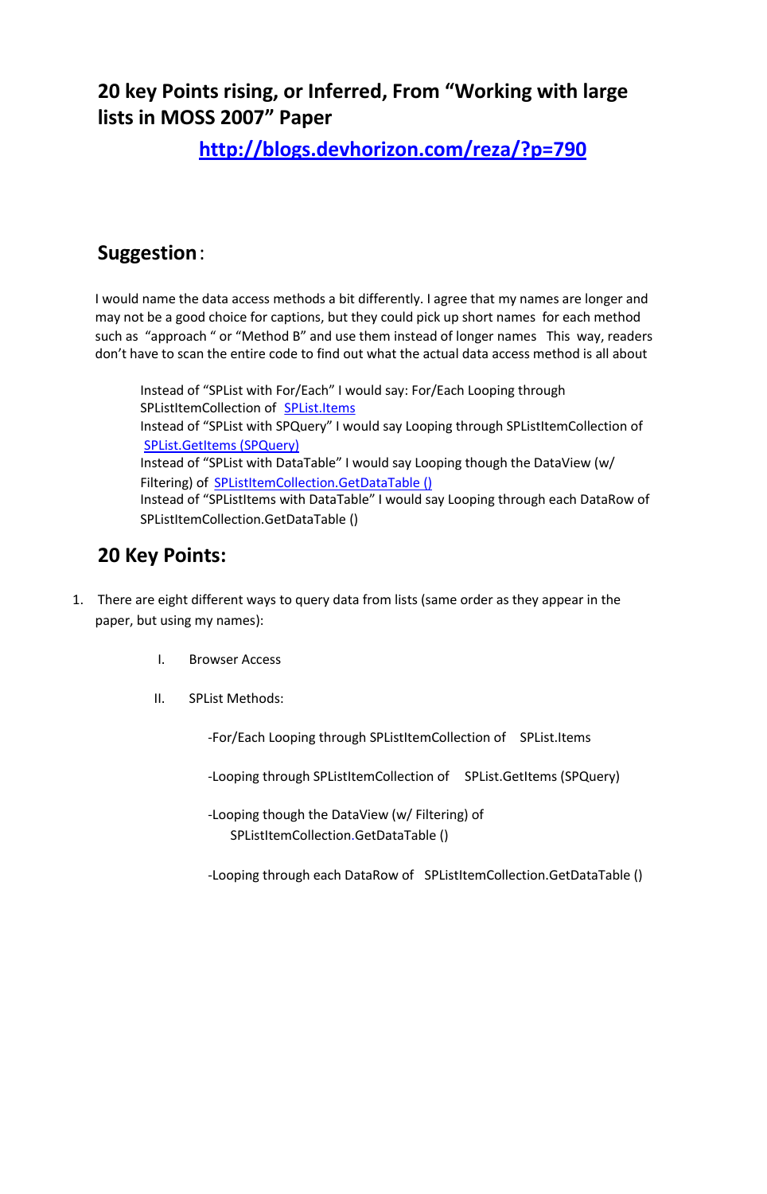# 20 key Points rising, or Inferred, From "Working with large lists in MOSS 2007" Paper

[http://blogs.devhorizon.com/reza/?p=790](http://blogs.devhorizon.com/reza/?p=790)

## Suggestion:

I would name the data access methods a bit differently. I agree that my names are longer and may not be a good choice for captions, but they could pick up short names for each method such as "approach " or "Method B" and use them instead of longer names This way, readers don't have to scan the entire code to find out what the actual data access method is all about

Instead of "SPList with For/Each" I would say: For/Each Looping through SPListItemCollection of SPList.Items
Instead of "SPList with SPQuery" I would say Looping through SPListItemCollection of SPList.GetItems (SPQuery)
Instead of "SPList with DataTable" I would say Looping though the DataView (w/ Filtering) of SPListItemCollection.GetDataTable ()
Instead of "SPListItems with DataTable" I would say Looping through each DataRow of SPListItemCollection.GetDataTable ()

## 20 Key Points:

1. There are eight different ways to query data from lists (same order as they appear in the paper, but using my names):

   I. Browser Access

   II. SPList Methods:

      - For/Each Looping through SPListItemCollection of SPList.Items
      - Looping through SPListItemCollection of SPList.GetItems (SPQuery)
      - Looping though the DataView (w/ Filtering) of SPListItemCollection.GetDataTable ()
      - Looping through each DataRow of SPListItemCollection.GetDataTable ()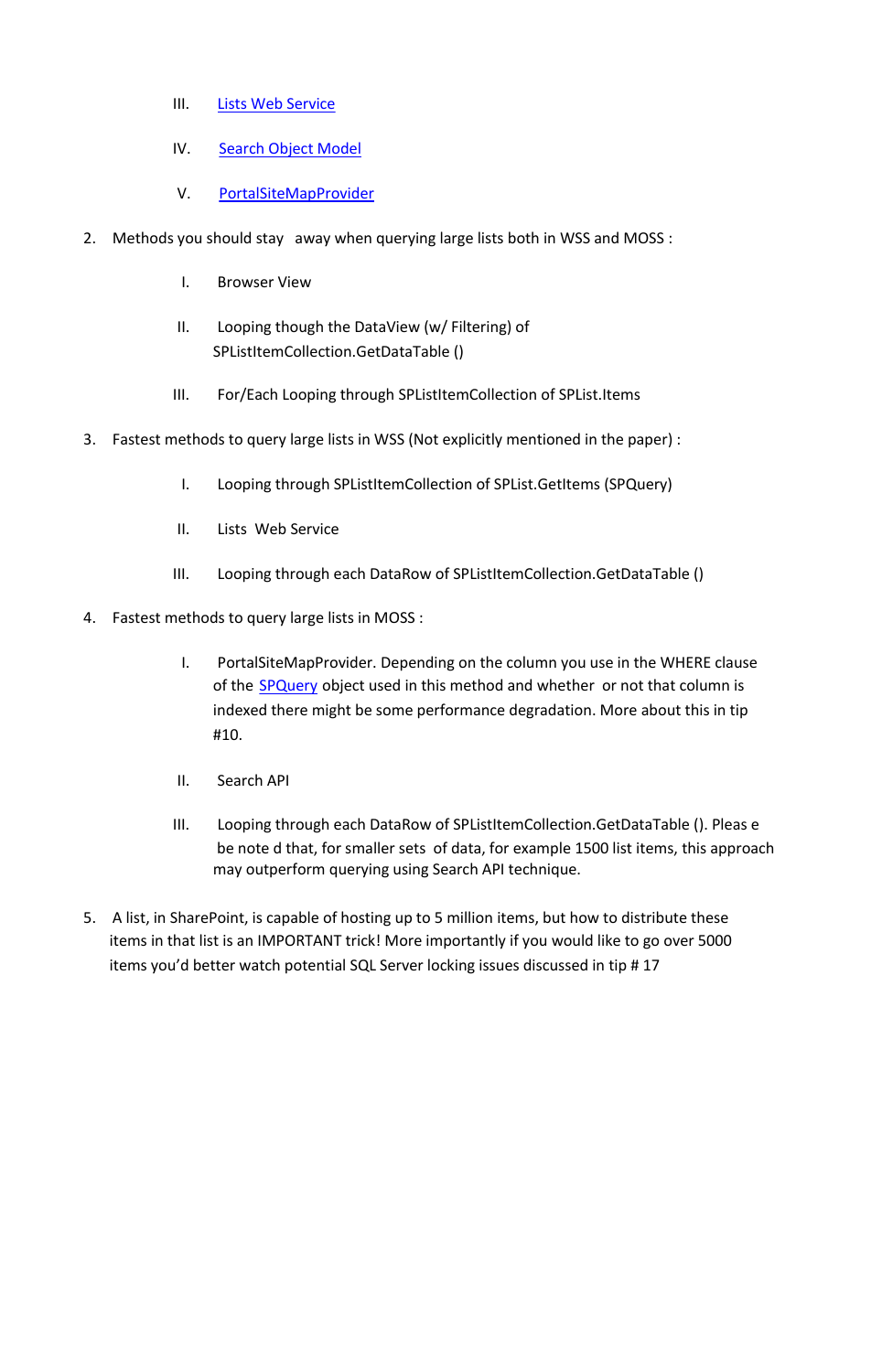III. [Lists Web Service]()

   IV. [Search Object Model]()

   V. [PortalSiteMapProvider]()

2. Methods you should stay away when querying large lists both in WSS and MOSS :

   I. Browser View

   II. Looping though the DataView (w/ Filtering) of SPListItemCollection.GetDataTable ()

   III. For/Each Looping through SPListItemCollection of SPList.Items

3. Fastest methods to query large lists in WSS (Not explicitly mentioned in the paper) :

   I. Looping through SPListItemCollection of SPList.GetItems (SPQuery)

   II. Lists Web Service

   III. Looping through each DataRow of SPListItemCollection.GetDataTable ()

4. Fastest methods to query large lists in MOSS :

   I. PortalSiteMapProvider. Depending on the column you use in the WHERE clause of the [SPQuery]() object used in this method and whether or not that column is indexed there might be some performance degradation. More about this in tip #10.

   II. Search API

   III. Looping through each DataRow of SPListItemCollection.GetDataTable (). Pleas e be note d that, for smaller sets of data, for example 1500 list items, this approach may outperform querying using Search API technique.

5. A list, in SharePoint, is capable of hosting up to 5 million items, but how to distribute these items in that list is an IMPORTANT trick! More importantly if you would like to go over 5000 items you'd better watch potential SQL Server locking issues discussed in tip # 17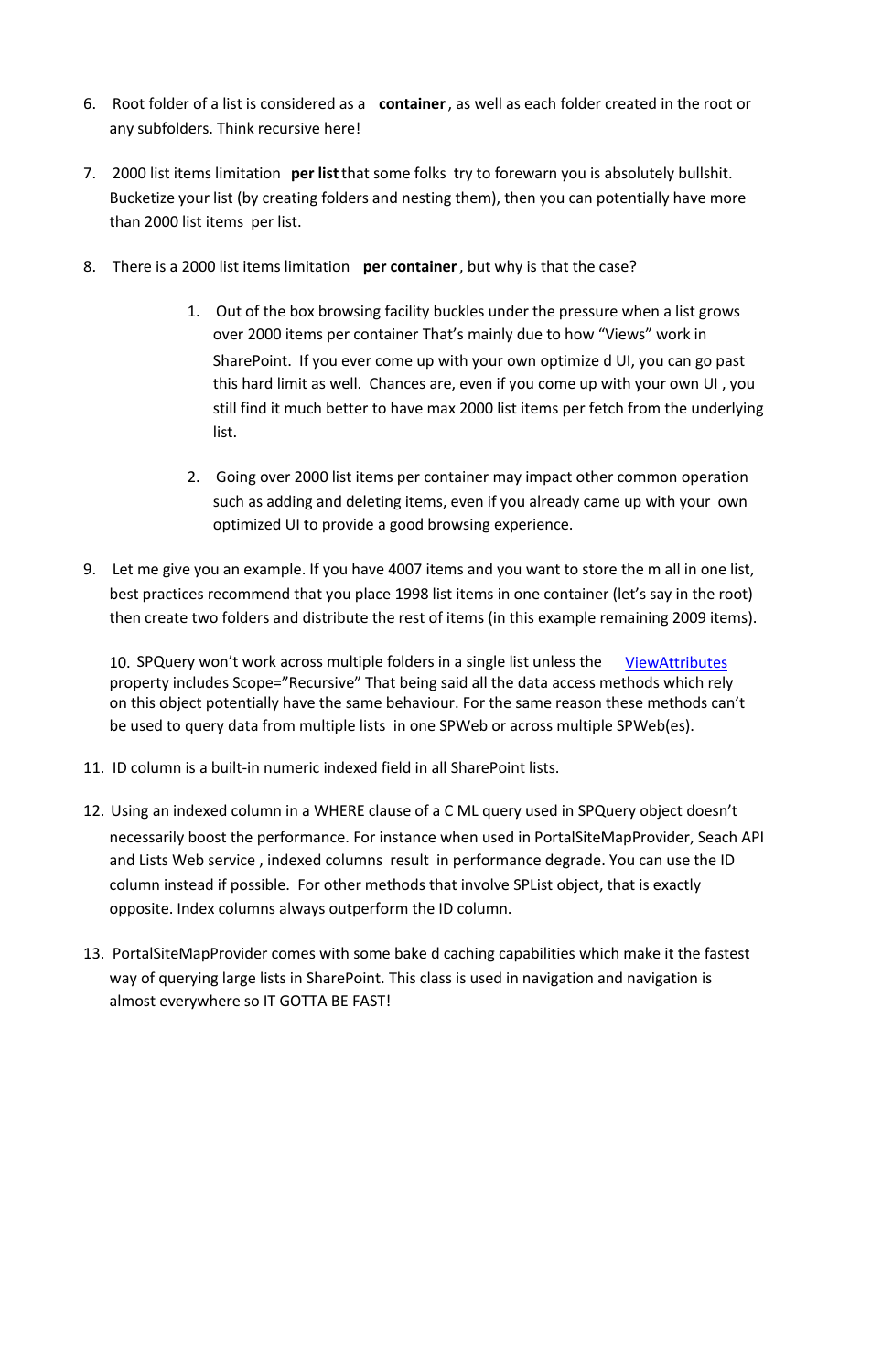6. Root folder of a list is considered as a **container**, as well as each folder created in the root or any subfolders. Think recursive here!

7. 2000 list items limitation **per list** that some folks try to forewarn you is absolutely bullshit. Bucketize your list (by creating folders and nesting them), then you can potentially have more than 2000 list items per list.

8. There is a 2000 list items limitation **per container**, but why is that the case?

    1. Out of the box browsing facility buckles under the pressure when a list grows over 2000 items per container That's mainly due to how "Views" work in SharePoint. If you ever come up with your own optimize d UI, you can go past this hard limit as well. Chances are, even if you come up with your own UI , you still find it much better to have max 2000 list items per fetch from the underlying list.

    2. Going over 2000 list items per container may impact other common operation such as adding and deleting items, even if you already came up with your own optimized UI to provide a good browsing experience.

9. Let me give you an example. If you have 4007 items and you want to store the m all in one list, best practices recommend that you place 1998 list items in one container (let's say in the root) then create two folders and distribute the rest of items (in this example remaining 2009 items).

10. SPQuery won't work across multiple folders in a single list unless the [ViewAttributes](ViewAttributes) property includes Scope="Recursive" That being said all the data access methods which rely on this object potentially have the same behaviour. For the same reason these methods can't be used to query data from multiple lists in one SPWeb or across multiple SPWeb(es).

11. ID column is a built-in numeric indexed field in all SharePoint lists.

12. Using an indexed column in a WHERE clause of a C ML query used in SPQuery object doesn't necessarily boost the performance. For instance when used in PortalSiteMapProvider, Seach API and Lists Web service , indexed columns result in performance degrade. You can use the ID column instead if possible. For other methods that involve SPList object, that is exactly opposite. Index columns always outperform the ID column.

13. PortalSiteMapProvider comes with some bake d caching capabilities which make it the fastest way of querying large lists in SharePoint. This class is used in navigation and navigation is almost everywhere so IT GOTTA BE FAST!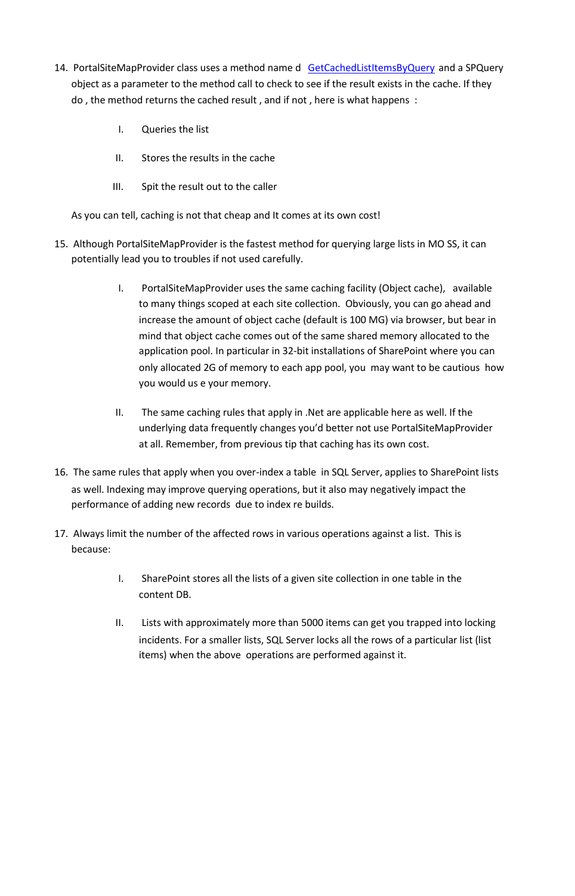14. PortalSiteMapProvider class uses a method name d [GetCachedListItemsByQuery]() and a SPQuery object as a parameter to the method call to check to see if the result exists in the cache. If they do , the method returns the cached result , and if not , here is what happens :

    I. Queries the list

    II. Stores the results in the cache

    III. Spit the result out to the caller

    As you can tell, caching is not that cheap and It comes at its own cost!

15. Although PortalSiteMapProvider is the fastest method for querying large lists in MO SS, it can potentially lead you to troubles if not used carefully.

    I. PortalSiteMapProvider uses the same caching facility (Object cache), available to many things scoped at each site collection. Obviously, you can go ahead and increase the amount of object cache (default is 100 MG) via browser, but bear in mind that object cache comes out of the same shared memory allocated to the application pool. In particular in 32-bit installations of SharePoint where you can only allocated 2G of memory to each app pool, you may want to be cautious how you would us e your memory.

    II. The same caching rules that apply in .Net are applicable here as well. If the underlying data frequently changes you'd better not use PortalSiteMapProvider at all. Remember, from previous tip that caching has its own cost.

16. The same rules that apply when you over-index a table in SQL Server, applies to SharePoint lists as well. Indexing may improve querying operations, but it also may negatively impact the performance of adding new records due to index re builds.

17. Always limit the number of the affected rows in various operations against a list. This is because:

    I. SharePoint stores all the lists of a given site collection in one table in the content DB.

    II. Lists with approximately more than 5000 items can get you trapped into locking incidents. For a smaller lists, SQL Server locks all the rows of a particular list (list items) when the above operations are performed against it.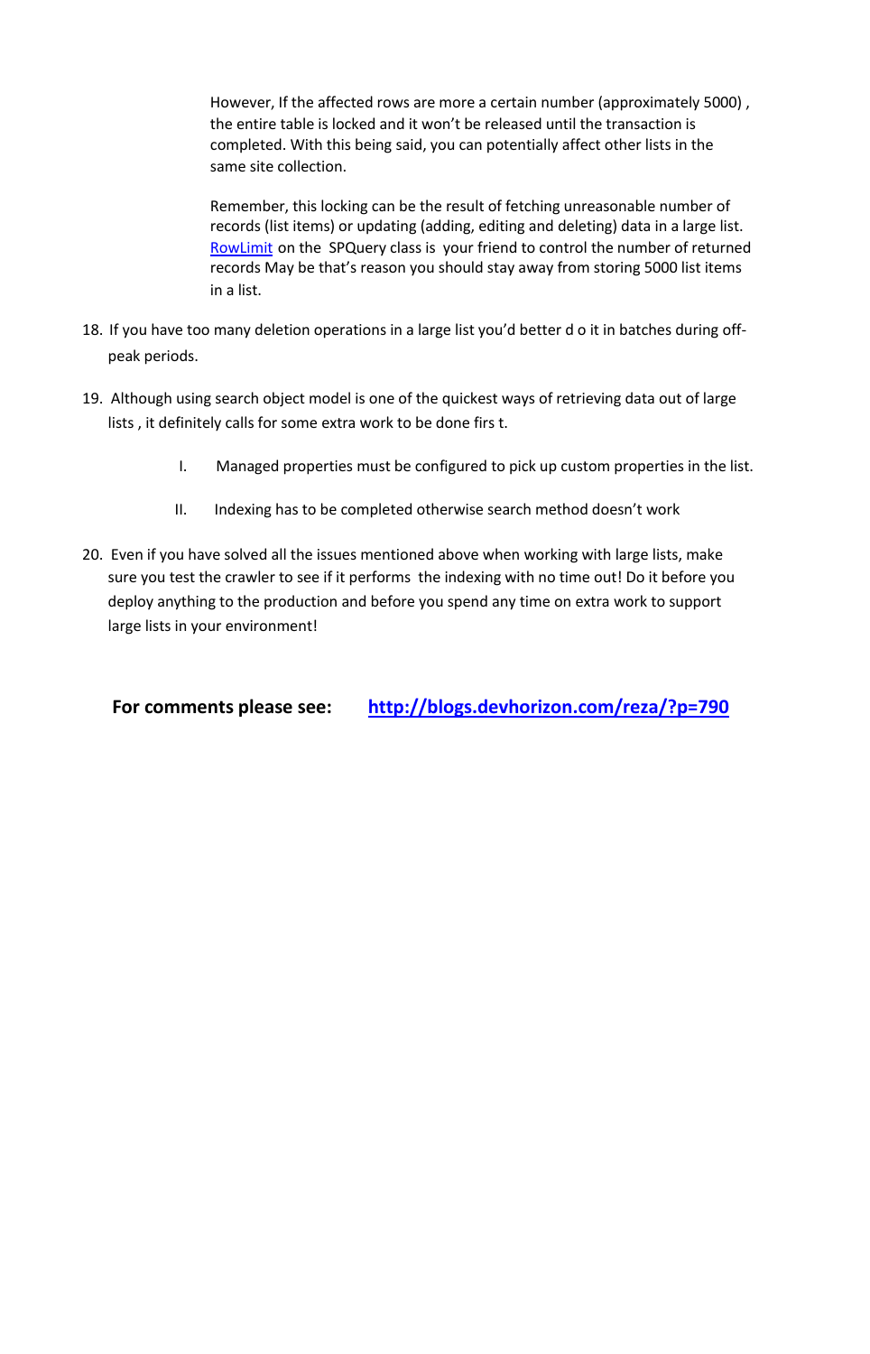However, If the affected rows are more a certain number (approximately 5000) , the entire table is locked and it won't be released until the transaction is completed. With this being said, you can potentially affect other lists in the same site collection.

Remember, this locking can be the result of fetching unreasonable number of records (list items) or updating (adding, editing and deleting) data in a large list. RowLimit on the SPQuery class is your friend to control the number of returned records May be that's reason you should stay away from storing 5000 list items in a list.

18. If you have too many deletion operations in a large list you'd better d o it in batches during off-peak periods.

19. Although using search object model is one of the quickest ways of retrieving data out of large lists , it definitely calls for some extra work to be done firs t.

    I. Managed properties must be configured to pick up custom properties in the list.

    II. Indexing has to be completed otherwise search method doesn't work

20. Even if you have solved all the issues mentioned above when working with large lists, make sure you test the crawler to see if it performs the indexing with no time out! Do it before you deploy anything to the production and before you spend any time on extra work to support large lists in your environment!

**For comments please see:** **http://blogs.devhorizon.com/reza/?p=790**